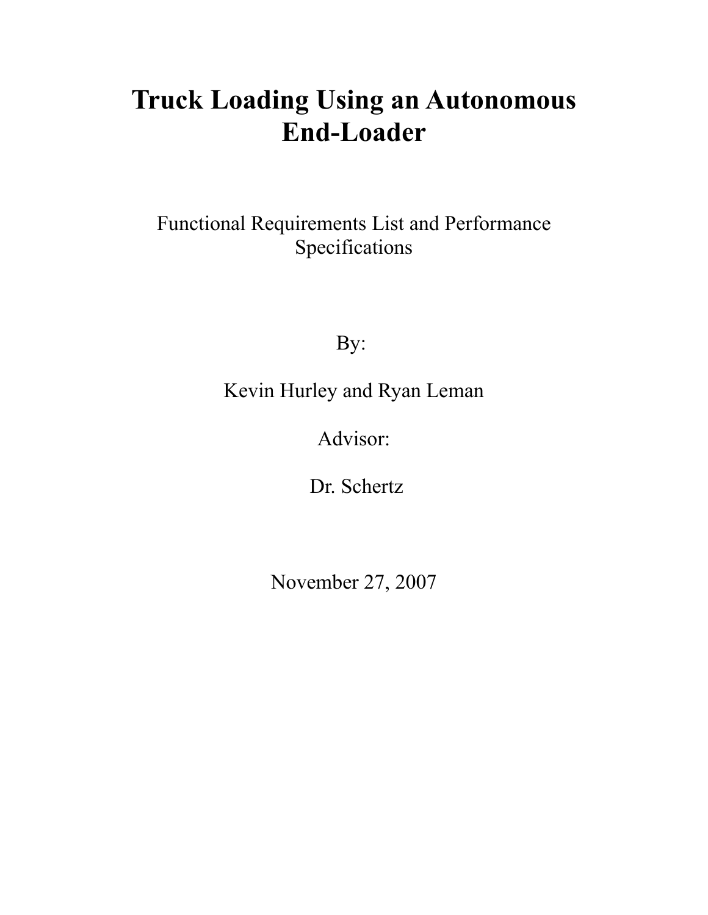# Truck Loading Using an Autonomous End-Loader

Functional Requirements List and Performance Specifications

By:

Kevin Hurley and Ryan Leman

Advisor:

Dr. Schertz

November 27, 2007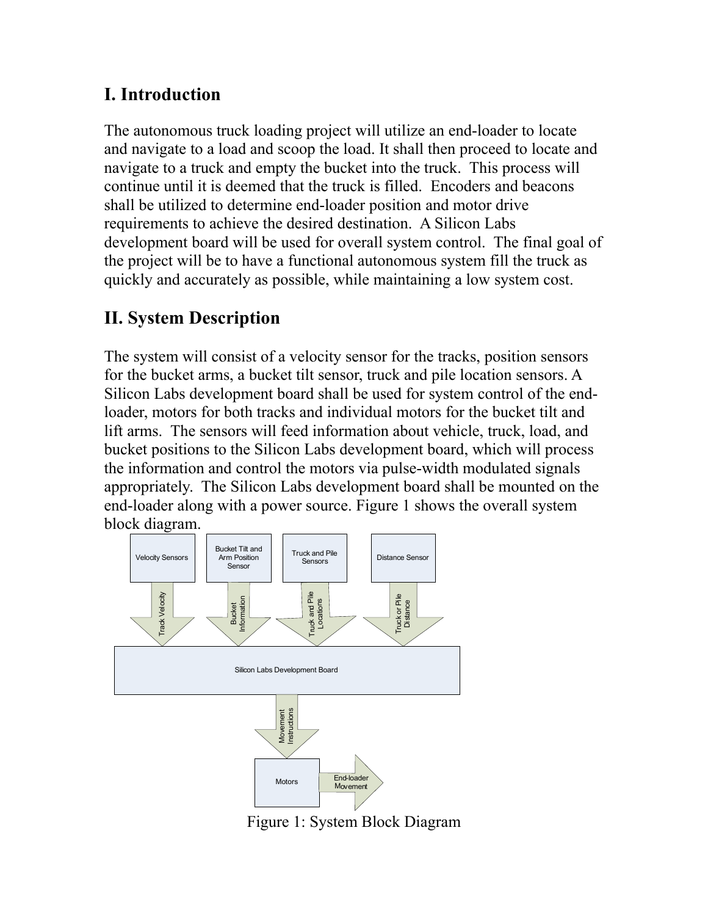## I. Introduction

The autonomous truck loading project will utilize an end-loader to locate and navigate to a load and scoop the load. It shall then proceed to locate and navigate to a truck and empty the bucket into the truck. This process will continue until it is deemed that the truck is filled. Encoders and beacons shall be utilized to determine end-loader position and motor drive requirements to achieve the desired destination. A Silicon Labs development board will be used for overall system control. The final goal of the project will be to have a functional autonomous system fill the truck as quickly and accurately as possible, while maintaining a low system cost.

## II. System Description

The system will consist of a velocity sensor for the tracks, position sensors for the bucket arms, a bucket tilt sensor, truck and pile location sensors. A Silicon Labs development board shall be used for system control of the end-loader, motors for both tracks and individual motors for the bucket tilt and lift arms. The sensors will feed information about vehicle, truck, load, and bucket positions to the Silicon Labs development board, which will process the information and control the motors via pulse-width modulated signals appropriately. The Silicon Labs development board shall be mounted on the end-loader along with a power source. Figure 1 shows the overall system block diagram.

Velocity Sensors → Track Velocity → Silicon Labs Development Board

Bucket Tilt and Arm Position Sensor → Bucket Information → Silicon Labs Development Board

Truck and Pile Sensors → Truck and Pile Locations → Silicon Labs Development Board

Distance Sensor → Truck or Pile Distance → Silicon Labs Development Board

Silicon Labs Development Board → Movement Instructions → Motors → End-loader Movement

Figure 1: System Block Diagram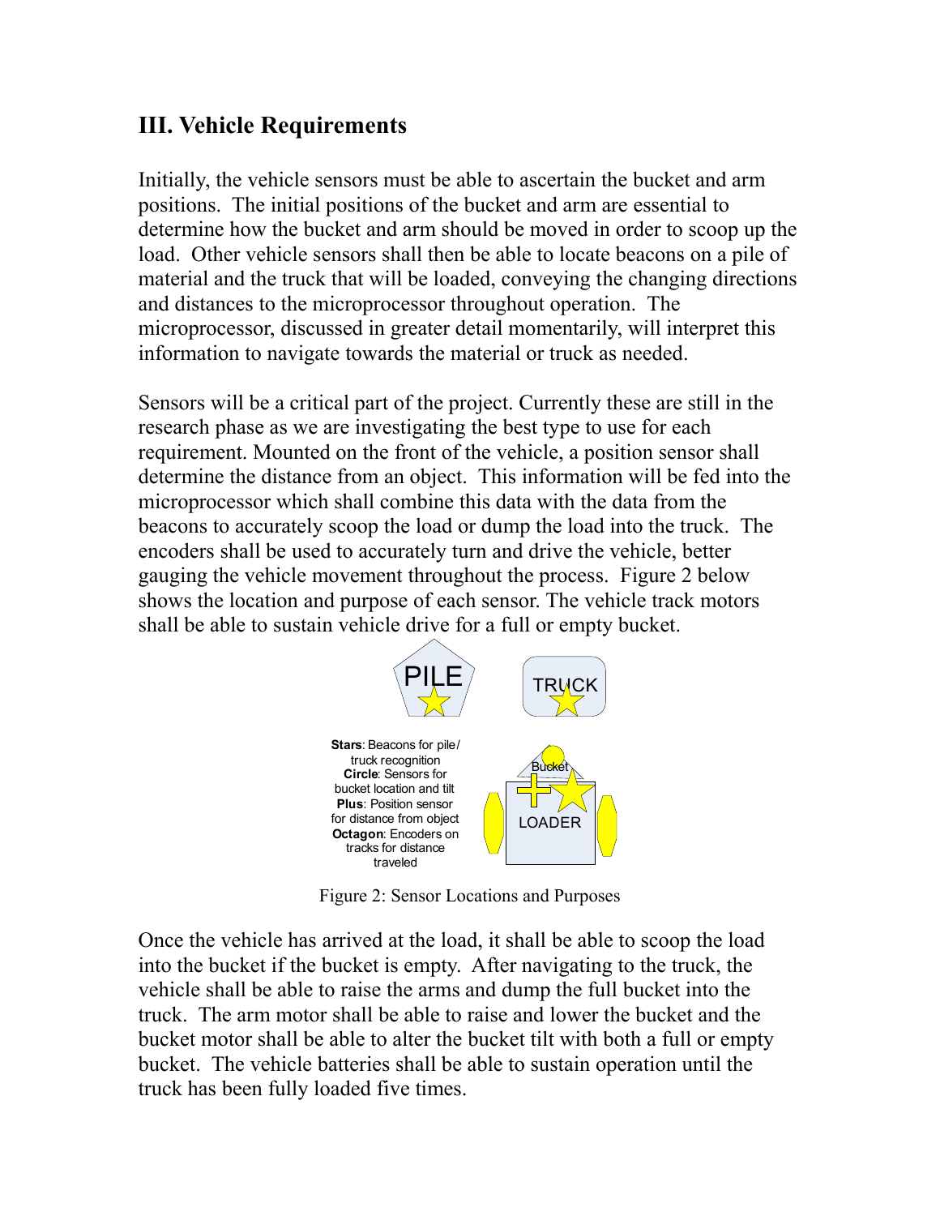## III. Vehicle Requirements

Initially, the vehicle sensors must be able to ascertain the bucket and arm positions. The initial positions of the bucket and arm are essential to determine how the bucket and arm should be moved in order to scoop up the load. Other vehicle sensors shall then be able to locate beacons on a pile of material and the truck that will be loaded, conveying the changing directions and distances to the microprocessor throughout operation. The microprocessor, discussed in greater detail momentarily, will interpret this information to navigate towards the material or truck as needed.

Sensors will be a critical part of the project. Currently these are still in the research phase as we are investigating the best type to use for each requirement. Mounted on the front of the vehicle, a position sensor shall determine the distance from an object. This information will be fed into the microprocessor which shall combine this data with the data from the beacons to accurately scoop the load or dump the load into the truck. The encoders shall be used to accurately turn and drive the vehicle, better gauging the vehicle movement throughout the process. Figure 2 below shows the location and purpose of each sensor. The vehicle track motors shall be able to sustain vehicle drive for a full or empty bucket.

PILE

TRUCK

**Stars**: Beacons for pile/ truck recognition
**Circle**: Sensors for bucket location and tilt
**Plus**: Position sensor for distance from object
**Octagon**: Encoders on tracks for distance traveled

Bucket

LOADER

Figure 2: Sensor Locations and Purposes

Once the vehicle has arrived at the load, it shall be able to scoop the load into the bucket if the bucket is empty. After navigating to the truck, the vehicle shall be able to raise the arms and dump the full bucket into the truck. The arm motor shall be able to raise and lower the bucket and the bucket motor shall be able to alter the bucket tilt with both a full or empty bucket. The vehicle batteries shall be able to sustain operation until the truck has been fully loaded five times.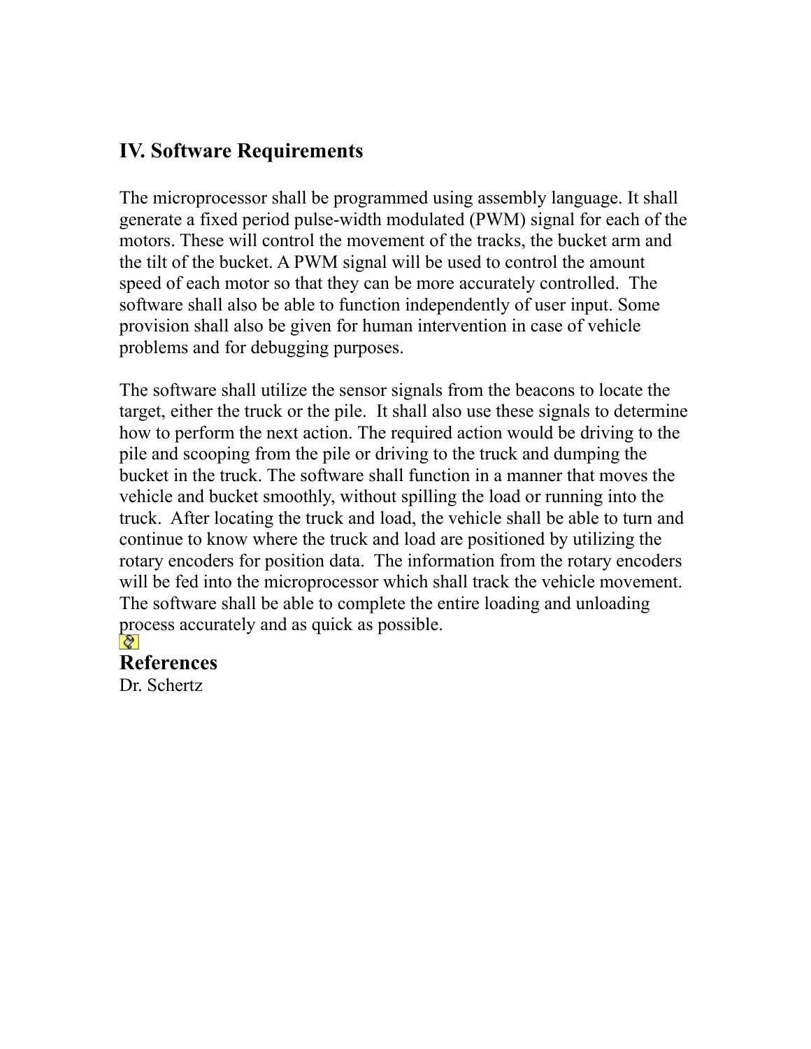## IV. Software Requirements

The microprocessor shall be programmed using assembly language. It shall generate a fixed period pulse-width modulated (PWM) signal for each of the motors. These will control the movement of the tracks, the bucket arm and the tilt of the bucket. A PWM signal will be used to control the amount speed of each motor so that they can be more accurately controlled. The software shall also be able to function independently of user input. Some provision shall also be given for human intervention in case of vehicle problems and for debugging purposes.

The software shall utilize the sensor signals from the beacons to locate the target, either the truck or the pile. It shall also use these signals to determine how to perform the next action. The required action would be driving to the pile and scooping from the pile or driving to the truck and dumping the bucket in the truck. The software shall function in a manner that moves the vehicle and bucket smoothly, without spilling the load or running into the truck. After locating the truck and load, the vehicle shall be able to turn and continue to know where the truck and load are positioned by utilizing the rotary encoders for position data. The information from the rotary encoders will be fed into the microprocessor which shall track the vehicle movement. The software shall be able to complete the entire loading and unloading process accurately and as quick as possible.

## References

Dr. Schertz